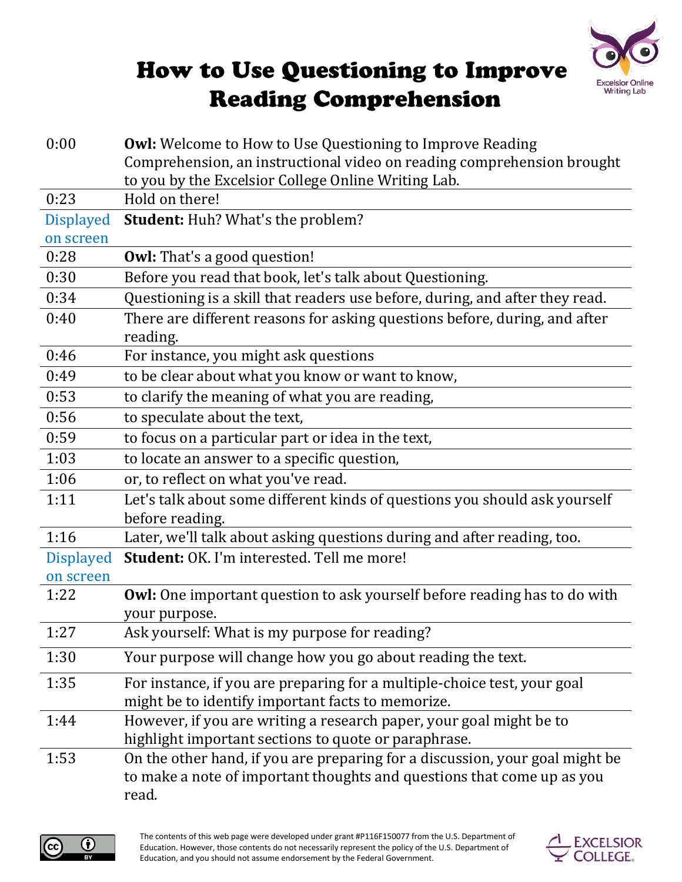# How to Use Questioning to Improve Reading Comprehension

| | |
|---|---|
| 0:00 | **Owl:** Welcome to How to Use Questioning to Improve Reading Comprehension, an instructional video on reading comprehension brought to you by the Excelsior College Online Writing Lab. |
| 0:23 | Hold on there! |
| Displayed on screen | **Student:** Huh? What's the problem? |
| 0:28 | **Owl:** That's a good question! |
| 0:30 | Before you read that book, let's talk about Questioning. |
| 0:34 | Questioning is a skill that readers use before, during, and after they read. |
| 0:40 | There are different reasons for asking questions before, during, and after reading. |
| 0:46 | For instance, you might ask questions |
| 0:49 | to be clear about what you know or want to know, |
| 0:53 | to clarify the meaning of what you are reading, |
| 0:56 | to speculate about the text, |
| 0:59 | to focus on a particular part or idea in the text, |
| 1:03 | to locate an answer to a specific question, |
| 1:06 | or, to reflect on what you've read. |
| 1:11 | Let's talk about some different kinds of questions you should ask yourself before reading. |
| 1:16 | Later, we'll talk about asking questions during and after reading, too. |
| Displayed on screen | **Student:** OK. I'm interested. Tell me more! |
| 1:22 | **Owl:** One important question to ask yourself before reading has to do with your purpose. |
| 1:27 | Ask yourself: What is my purpose for reading? |
| 1:30 | Your purpose will change how you go about reading the text. |
| 1:35 | For instance, if you are preparing for a multiple-choice test, your goal might be to identify important facts to memorize. |
| 1:44 | However, if you are writing a research paper, your goal might be to highlight important sections to quote or paraphrase. |
| 1:53 | On the other hand, if you are preparing for a discussion, your goal might be to make a note of important thoughts and questions that come up as you read. |

The contents of this web page were developed under grant #P116F150077 from the U.S. Department of Education. However, those contents do not necessarily represent the policy of the U.S. Department of Education, and you should not assume endorsement by the Federal Government.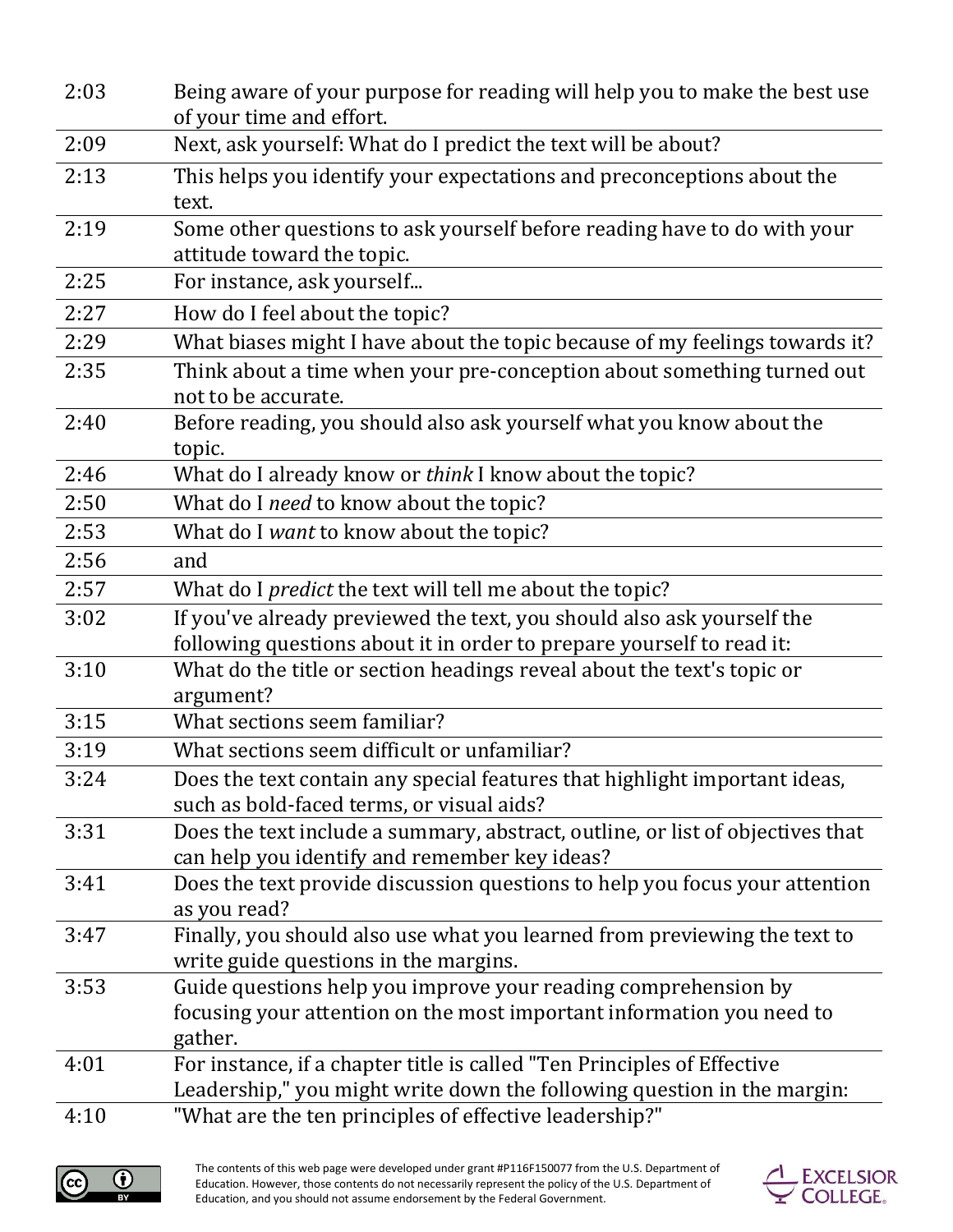| | |
|---|---|
| 2:03 | Being aware of your purpose for reading will help you to make the best use of your time and effort. |
| 2:09 | Next, ask yourself: What do I predict the text will be about? |
| 2:13 | This helps you identify your expectations and preconceptions about the text. |
| 2:19 | Some other questions to ask yourself before reading have to do with your attitude toward the topic. |
| 2:25 | For instance, ask yourself... |
| 2:27 | How do I feel about the topic? |
| 2:29 | What biases might I have about the topic because of my feelings towards it? |
| 2:35 | Think about a time when your pre-conception about something turned out not to be accurate. |
| 2:40 | Before reading, you should also ask yourself what you know about the topic. |
| 2:46 | What do I already know or *think* I know about the topic? |
| 2:50 | What do I *need* to know about the topic? |
| 2:53 | What do I *want* to know about the topic? |
| 2:56 | and |
| 2:57 | What do I *predict* the text will tell me about the topic? |
| 3:02 | If you've already previewed the text, you should also ask yourself the following questions about it in order to prepare yourself to read it: |
| 3:10 | What do the title or section headings reveal about the text's topic or argument? |
| 3:15 | What sections seem familiar? |
| 3:19 | What sections seem difficult or unfamiliar? |
| 3:24 | Does the text contain any special features that highlight important ideas, such as bold-faced terms, or visual aids? |
| 3:31 | Does the text include a summary, abstract, outline, or list of objectives that can help you identify and remember key ideas? |
| 3:41 | Does the text provide discussion questions to help you focus your attention as you read? |
| 3:47 | Finally, you should also use what you learned from previewing the text to write guide questions in the margins. |
| 3:53 | Guide questions help you improve your reading comprehension by focusing your attention on the most important information you need to gather. |
| 4:01 | For instance, if a chapter title is called "Ten Principles of Effective Leadership," you might write down the following question in the margin: |
| 4:10 | "What are the ten principles of effective leadership?" |

The contents of this web page were developed under grant #P116F150077 from the U.S. Department of Education. However, those contents do not necessarily represent the policy of the U.S. Department of Education, and you should not assume endorsement by the Federal Government.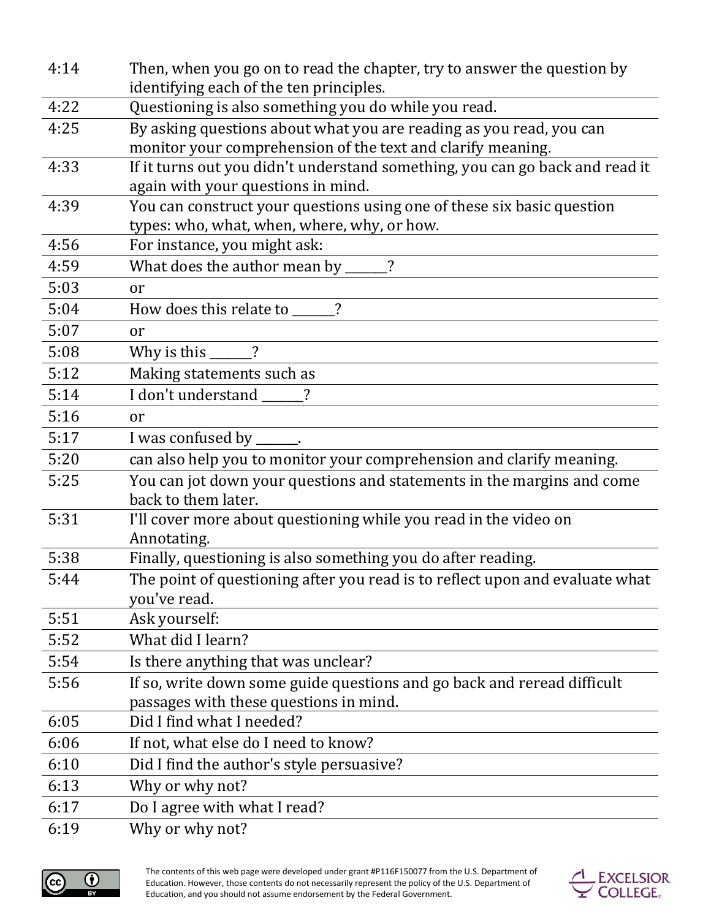| | |
|---|---|
| 4:14 | Then, when you go on to read the chapter, try to answer the question by identifying each of the ten principles. |
| 4:22 | Questioning is also something you do while you read. |
| 4:25 | By asking questions about what you are reading as you read, you can monitor your comprehension of the text and clarify meaning. |
| 4:33 | If it turns out you didn't understand something, you can go back and read it again with your questions in mind. |
| 4:39 | You can construct your questions using one of these six basic question types: who, what, when, where, why, or how. |
| 4:56 | For instance, you might ask: |
| 4:59 | What does the author mean by ______? |
| 5:03 | or |
| 5:04 | How does this relate to ______? |
| 5:07 | or |
| 5:08 | Why is this ______? |
| 5:12 | Making statements such as |
| 5:14 | I don't understand ______? |
| 5:16 | or |
| 5:17 | I was confused by ______. |
| 5:20 | can also help you to monitor your comprehension and clarify meaning. |
| 5:25 | You can jot down your questions and statements in the margins and come back to them later. |
| 5:31 | I'll cover more about questioning while you read in the video on Annotating. |
| 5:38 | Finally, questioning is also something you do after reading. |
| 5:44 | The point of questioning after you read is to reflect upon and evaluate what you've read. |
| 5:51 | Ask yourself: |
| 5:52 | What did I learn? |
| 5:54 | Is there anything that was unclear? |
| 5:56 | If so, write down some guide questions and go back and reread difficult passages with these questions in mind. |
| 6:05 | Did I find what I needed? |
| 6:06 | If not, what else do I need to know? |
| 6:10 | Did I find the author's style persuasive? |
| 6:13 | Why or why not? |
| 6:17 | Do I agree with what I read? |
| 6:19 | Why or why not? |

The contents of this web page were developed under grant #P116F150077 from the U.S. Department of Education. However, those contents do not necessarily represent the policy of the U.S. Department of Education, and you should not assume endorsement by the Federal Government.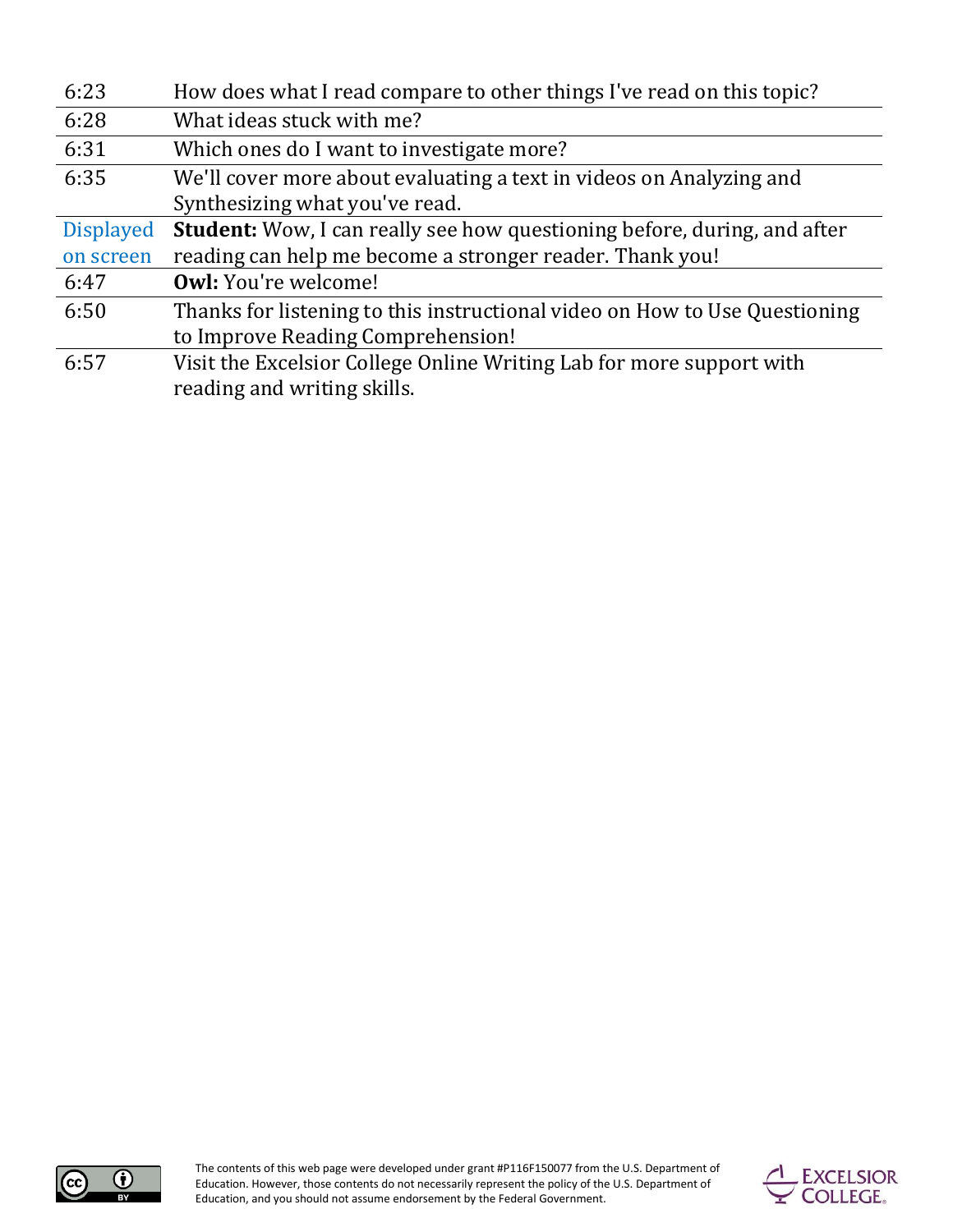| | |
|---|---|
| 6:23 | How does what I read compare to other things I've read on this topic? |
| 6:28 | What ideas stuck with me? |
| 6:31 | Which ones do I want to investigate more? |
| 6:35 | We'll cover more about evaluating a text in videos on Analyzing and Synthesizing what you've read. |
| Displayed on screen | **Student:** Wow, I can really see how questioning before, during, and after reading can help me become a stronger reader. Thank you! |
| 6:47 | **Owl:** You're welcome! |
| 6:50 | Thanks for listening to this instructional video on How to Use Questioning to Improve Reading Comprehension! |
| 6:57 | Visit the Excelsior College Online Writing Lab for more support with reading and writing skills. |

The contents of this web page were developed under grant #P116F150077 from the U.S. Department of Education. However, those contents do not necessarily represent the policy of the U.S. Department of Education, and you should not assume endorsement by the Federal Government.